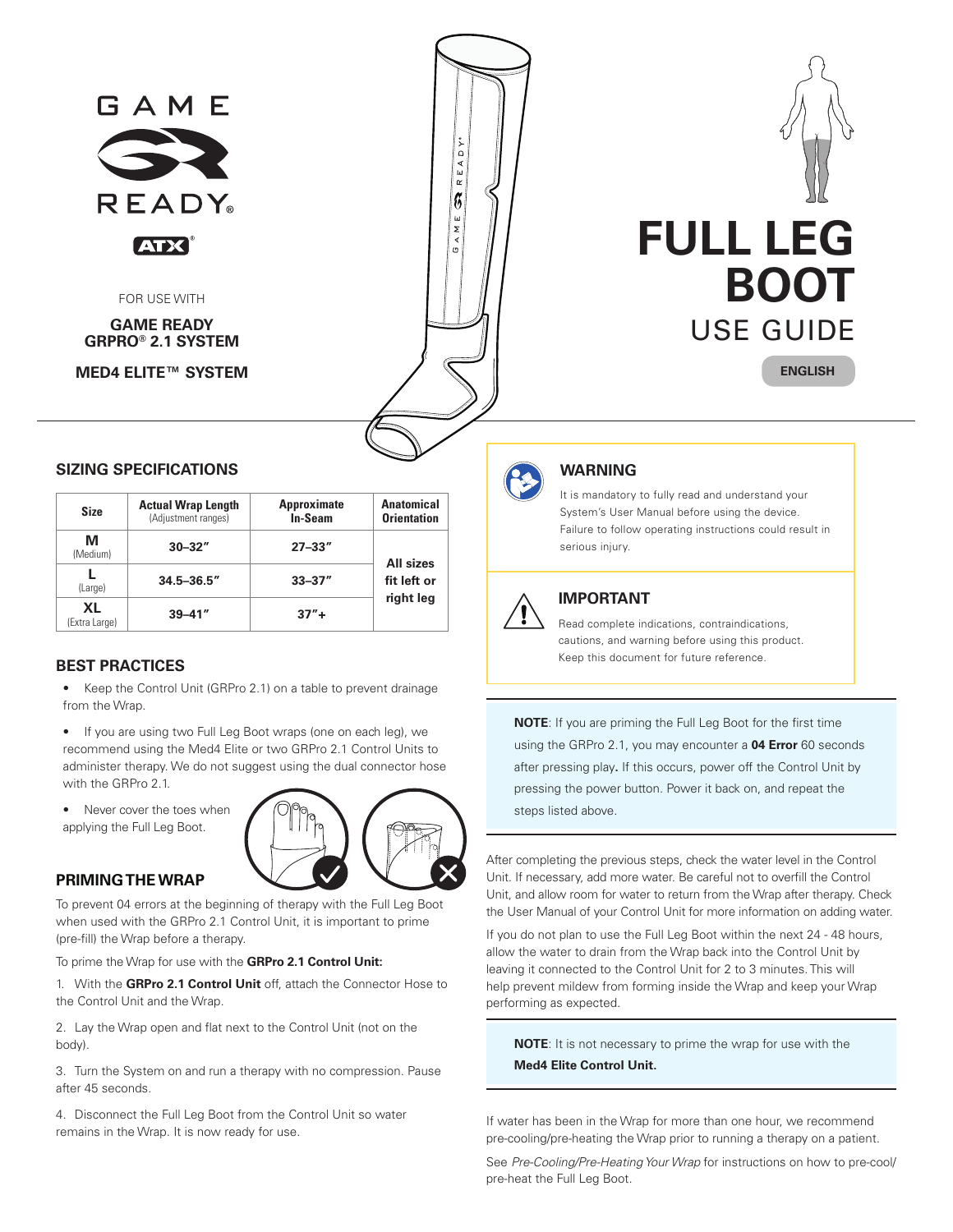GAME READY

ATX®

FOR USE WITH

**GAME READY GRPRO® 2.1 SYSTEM**

**MED4 ELITE™ SYSTEM**

# FULL LEG BOOT

## USE GUIDE

**ENGLISH**

### SIZING SPECIFICATIONS

| Size | Actual Wrap Length (Adjustment ranges) | Approximate In-Seam | Anatomical Orientation |
|---|---|---|---|
| **M** (Medium) | **30–32″** | **27–33″** | **All sizes fit left or right leg** |
| **L** (Large) | **34.5–36.5″** | **33–37″** | |
| **XL** (Extra Large) | **39–41″** | **37″+** | |

### BEST PRACTICES

- Keep the Control Unit (GRPro 2.1) on a table to prevent drainage from the Wrap.
- If you are using two Full Leg Boot wraps (one on each leg), we recommend using the Med4 Elite or two GRPro 2.1 Control Units to administer therapy. We do not suggest using the dual connector hose with the GRPro 2.1.
- Never cover the toes when applying the Full Leg Boot.

### PRIMING THE WRAP

To prevent 04 errors at the beginning of therapy with the Full Leg Boot when used with the GRPro 2.1 Control Unit, it is important to prime (pre-fill) the Wrap before a therapy.

To prime the Wrap for use with the **GRPro 2.1 Control Unit:**

1. With the **GRPro 2.1 Control Unit** off, attach the Connector Hose to the Control Unit and the Wrap.
2. Lay the Wrap open and flat next to the Control Unit (not on the body).
3. Turn the System on and run a therapy with no compression. Pause after 45 seconds.
4. Disconnect the Full Leg Boot from the Control Unit so water remains in the Wrap. It is now ready for use.

### WARNING

It is mandatory to fully read and understand your System's User Manual before using the device. Failure to follow operating instructions could result in serious injury.

### IMPORTANT

Read complete indications, contraindications, cautions, and warning before using this product. Keep this document for future reference.

**NOTE**: If you are priming the Full Leg Boot for the first time using the GRPro 2.1, you may encounter a **04 Error** 60 seconds after pressing play**.** If this occurs, power off the Control Unit by pressing the power button. Power it back on, and repeat the steps listed above.

After completing the previous steps, check the water level in the Control Unit. If necessary, add more water. Be careful not to overfill the Control Unit, and allow room for water to return from the Wrap after therapy. Check the User Manual of your Control Unit for more information on adding water.

If you do not plan to use the Full Leg Boot within the next 24 - 48 hours, allow the water to drain from the Wrap back into the Control Unit by leaving it connected to the Control Unit for 2 to 3 minutes. This will help prevent mildew from forming inside the Wrap and keep your Wrap performing as expected.

**NOTE**: It is not necessary to prime the wrap for use with the **Med4 Elite Control Unit.**

If water has been in the Wrap for more than one hour, we recommend pre-cooling/pre-heating the Wrap prior to running a therapy on a patient.

See *Pre-Cooling/Pre-Heating Your Wrap* for instructions on how to pre-cool/pre-heat the Full Leg Boot.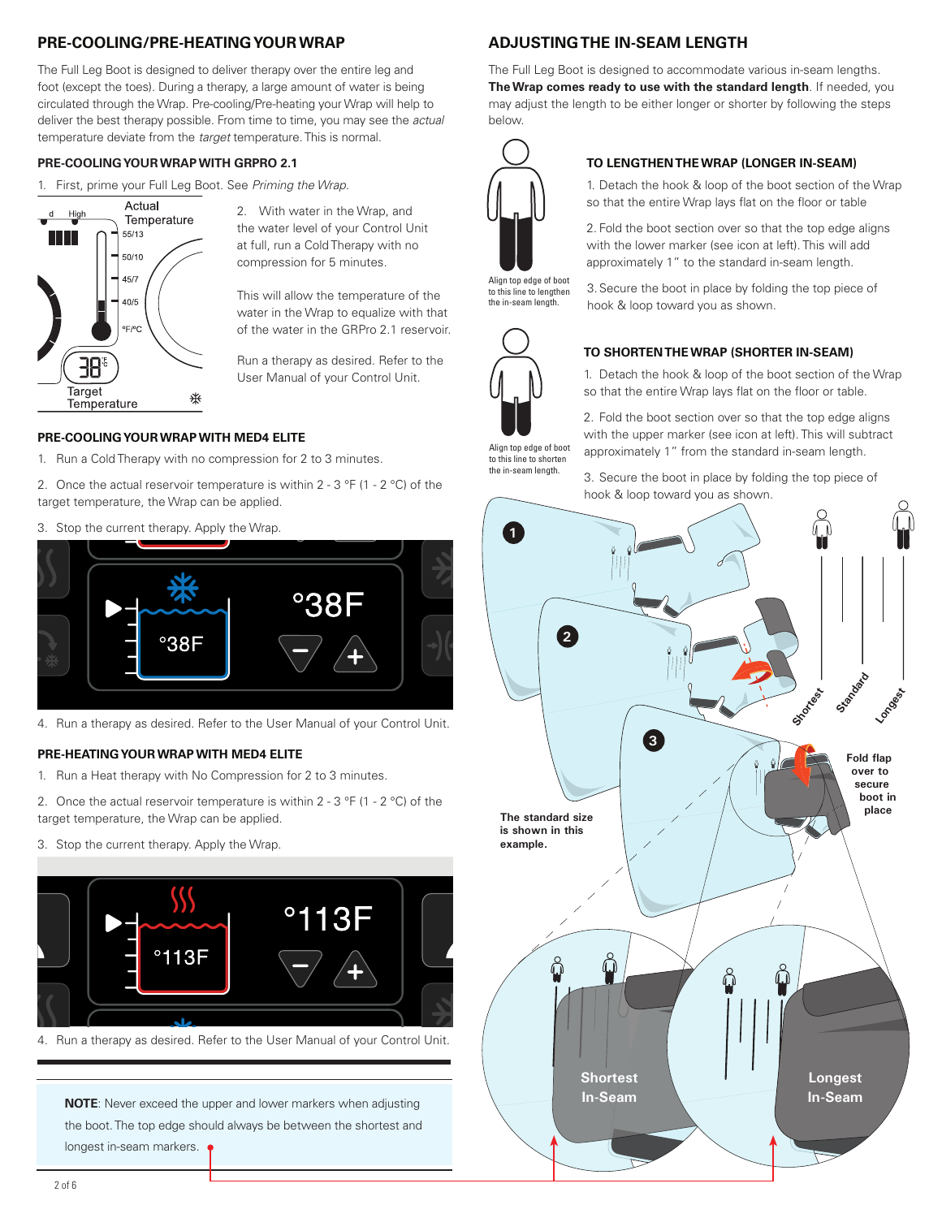## PRE-COOLING/PRE-HEATING YOUR WRAP

The Full Leg Boot is designed to deliver therapy over the entire leg and foot (except the toes). During a therapy, a large amount of water is being circulated through the Wrap. Pre-cooling/Pre-heating your Wrap will help to deliver the best therapy possible. From time to time, you may see the *actual* temperature deviate from the *target* temperature. This is normal.

### PRE-COOLING YOUR WRAP WITH GRPRO 2.1

1. First, prime your Full Leg Boot. See *Priming the Wrap.*

2. With water in the Wrap, and the water level of your Control Unit at full, run a Cold Therapy with no compression for 5 minutes.

This will allow the temperature of the water in the Wrap to equalize with that of the water in the GRPro 2.1 reservoir.

Run a therapy as desired. Refer to the User Manual of your Control Unit.

### PRE-COOLING YOUR WRAP WITH MED4 ELITE

1. Run a Cold Therapy with no compression for 2 to 3 minutes.
2. Once the actual reservoir temperature is within 2 - 3 °F (1 - 2 °C) of the target temperature, the Wrap can be applied.
3. Stop the current therapy. Apply the Wrap.
4. Run a therapy as desired. Refer to the User Manual of your Control Unit.

### PRE-HEATING YOUR WRAP WITH MED4 ELITE

1. Run a Heat therapy with No Compression for 2 to 3 minutes.
2. Once the actual reservoir temperature is within 2 - 3 °F (1 - 2 °C) of the target temperature, the Wrap can be applied.
3. Stop the current therapy. Apply the Wrap.
4. Run a therapy as desired. Refer to the User Manual of your Control Unit.

**NOTE**: Never exceed the upper and lower markers when adjusting the boot. The top edge should always be between the shortest and longest in-seam markers.

## ADJUSTING THE IN-SEAM LENGTH

The Full Leg Boot is designed to accommodate various in-seam lengths. **The Wrap comes ready to use with the standard length**. If needed, you may adjust the length to be either longer or shorter by following the steps below.

### TO LENGTHEN THE WRAP (LONGER IN-SEAM)

1. Detach the hook & loop of the boot section of the Wrap so that the entire Wrap lays flat on the floor or table
2. Fold the boot section over so that the top edge aligns with the lower marker (see icon at left). This will add approximately 1" to the standard in-seam length.
3. Secure the boot in place by folding the top piece of hook & loop toward you as shown.

Align top edge of boot to this line to lengthen the in-seam length.

### TO SHORTEN THE WRAP (SHORTER IN-SEAM)

1. Detach the hook & loop of the boot section of the Wrap so that the entire Wrap lays flat on the floor or table.
2. Fold the boot section over so that the top edge aligns with the upper marker (see icon at left). This will subtract approximately 1" from the standard in-seam length.
3. Secure the boot in place by folding the top piece of hook & loop toward you as shown.

Align top edge of boot to this line to shorten the in-seam length.

The standard size is shown in this example.

Fold flap over to secure boot in place

Shortest In-Seam

Longest In-Seam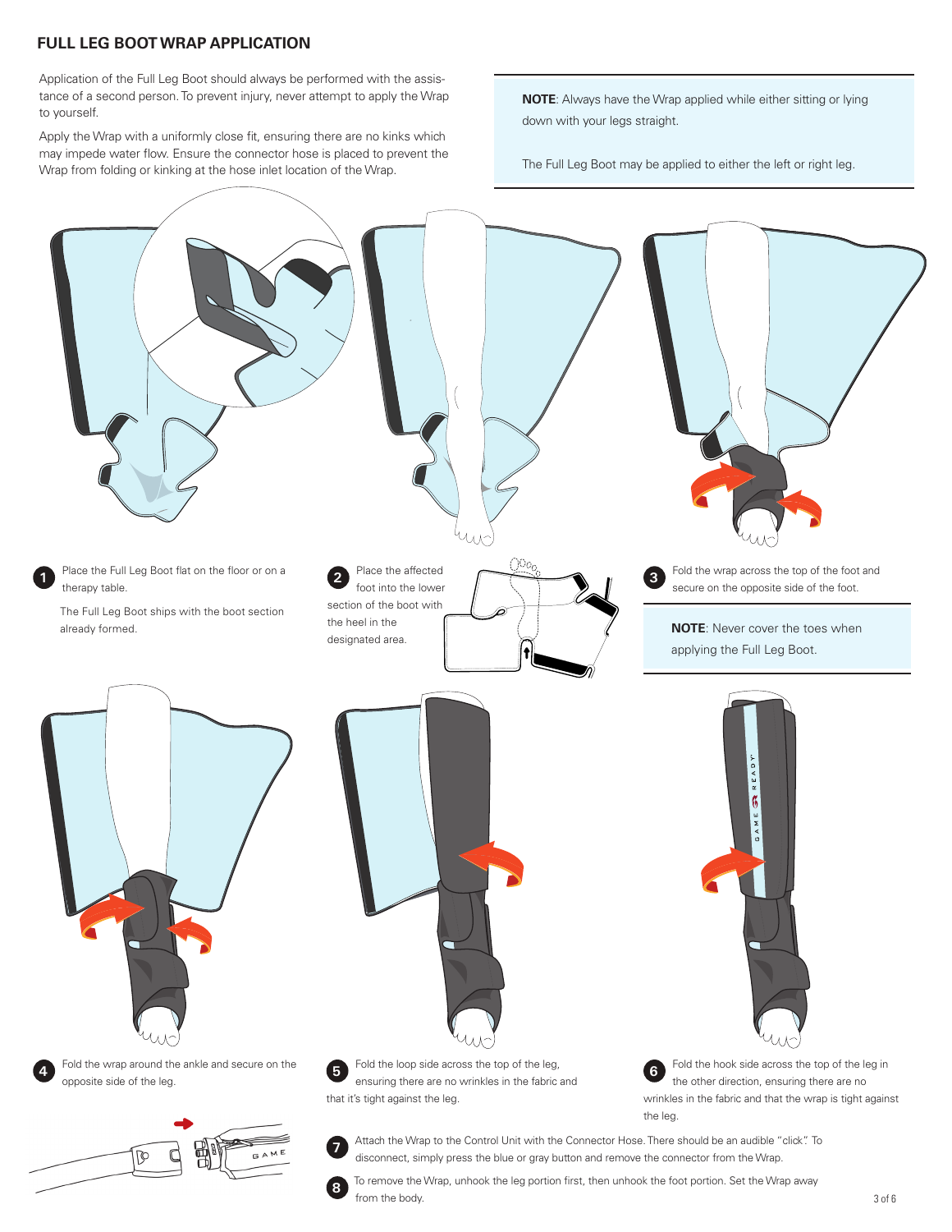## FULL LEG BOOT WRAP APPLICATION

Application of the Full Leg Boot should always be performed with the assistance of a second person. To prevent injury, never attempt to apply the Wrap to yourself.

Apply the Wrap with a uniformly close fit, ensuring there are no kinks which may impede water flow. Ensure the connector hose is placed to prevent the Wrap from folding or kinking at the hose inlet location of the Wrap.

**NOTE**: Always have the Wrap applied while either sitting or lying down with your legs straight.

The Full Leg Boot may be applied to either the left or right leg.

1. Place the Full Leg Boot flat on the floor or on a therapy table.

   The Full Leg Boot ships with the boot section already formed.

2. Place the affected foot into the lower section of the boot with the heel in the designated area.

3. Fold the wrap across the top of the foot and secure on the opposite side of the foot.

   **NOTE**: Never cover the toes when applying the Full Leg Boot.

4. Fold the wrap around the ankle and secure on the opposite side of the leg.

5. Fold the loop side across the top of the leg, ensuring there are no wrinkles in the fabric and that it's tight against the leg.

6. Fold the hook side across the top of the leg in the other direction, ensuring there are no wrinkles in the fabric and that the wrap is tight against the leg.

7. Attach the Wrap to the Control Unit with the Connector Hose. There should be an audible "click". To disconnect, simply press the blue or gray button and remove the connector from the Wrap.

8. To remove the Wrap, unhook the leg portion first, then unhook the foot portion. Set the Wrap away from the body.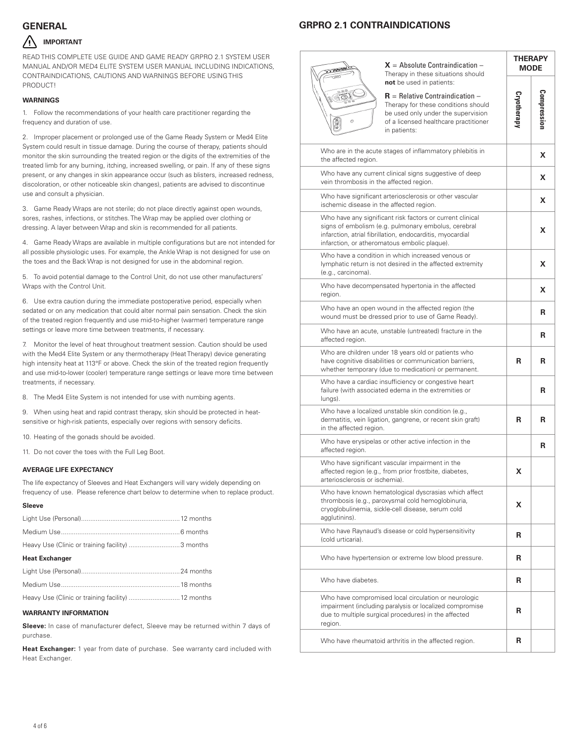## GENERAL

### ⚠ IMPORTANT

READ THIS COMPLETE USE GUIDE AND GAME READY GRPRO 2.1 SYSTEM USER MANUAL AND/OR MED4 ELITE SYSTEM USER MANUAL INCLUDING INDICATIONS, CONTRAINDICATIONS, CAUTIONS AND WARNINGS BEFORE USING THIS PRODUCT!

#### WARNINGS

1. Follow the recommendations of your health care practitioner regarding the frequency and duration of use.

2. Improper placement or prolonged use of the Game Ready System or Med4 Elite System could result in tissue damage. During the course of therapy, patients should monitor the skin surrounding the treated region or the digits of the extremities of the treated limb for any burning, itching, increased swelling, or pain. If any of these signs present, or any changes in skin appearance occur (such as blisters, increased redness, discoloration, or other noticeable skin changes), patients are advised to discontinue use and consult a physician.

3. Game Ready Wraps are not sterile; do not place directly against open wounds, sores, rashes, infections, or stitches. The Wrap may be applied over clothing or dressing. A layer between Wrap and skin is recommended for all patients.

4. Game Ready Wraps are available in multiple configurations but are not intended for all possible physiologic uses. For example, the Ankle Wrap is not designed for use on the toes and the Back Wrap is not designed for use in the abdominal region.

5. To avoid potential damage to the Control Unit, do not use other manufacturers' Wraps with the Control Unit.

6. Use extra caution during the immediate postoperative period, especially when sedated or on any medication that could alter normal pain sensation. Check the skin of the treated region frequently and use mid-to-higher (warmer) temperature range settings or leave more time between treatments, if necessary.

7. Monitor the level of heat throughout treatment session. Caution should be used with the Med4 Elite System or any thermotherapy (Heat Therapy) device generating high intensity heat at 113°F or above. Check the skin of the treated region frequently and use mid-to-lower (cooler) temperature range settings or leave more time between treatments, if necessary.

8. The Med4 Elite System is not intended for use with numbing agents.

9. When using heat and rapid contrast therapy, skin should be protected in heat-sensitive or high-risk patients, especially over regions with sensory deficits.

10. Heating of the gonads should be avoided.

11. Do not cover the toes with the Full Leg Boot.

#### AVERAGE LIFE EXPECTANCY

The life expectancy of Sleeves and Heat Exchangers will vary widely depending on frequency of use. Please reference chart below to determine when to replace product.

**Sleeve**

Light Use (Personal)....................12 months

Medium Use....................6 months

Heavy Use (Clinic or training facility) ....................3 months

**Heat Exchanger**

Light Use (Personal)....................24 months

Medium Use....................18 months

Heavy Use (Clinic or training facility) ....................12 months

#### WARRANTY INFORMATION

**Sleeve:** In case of manufacturer defect, Sleeve may be returned within 7 days of purchase.

**Heat Exchanger:** 1 year from date of purchase. See warranty card included with Heat Exchanger.

## GRPRO 2.1 CONTRAINDICATIONS

| **X** = Absolute Contraindication – Therapy in these situations should **not** be used in patients:<br>**R** = Relative Contraindication – Therapy for these conditions should be used only under the supervision of a licensed healthcare practitioner in patients: | **THERAPY MODE** | |
|---|---|---|
| | **Cryotherapy** | **Compression** |
| Who are in the acute stages of inflammatory phlebitis in the affected region. | | **X** |
| Who have any current clinical signs suggestive of deep vein thrombosis in the affected region. | | **X** |
| Who have significant arteriosclerosis or other vascular ischemic disease in the affected region. | | **X** |
| Who have any significant risk factors or current clinical signs of embolism (e.g. pulmonary embolus, cerebral infarction, atrial fibrillation, endocarditis, myocardial infarction, or atheromatous embolic plaque). | | **X** |
| Who have a condition in which increased venous or lymphatic return is not desired in the affected extremity (e.g., carcinoma). | | **X** |
| Who have decompensated hypertonia in the affected region. | | **X** |
| Who have an open wound in the affected region (the wound must be dressed prior to use of Game Ready). | | **R** |
| Who have an acute, unstable (untreated) fracture in the affected region. | | **R** |
| Who are children under 18 years old or patients who have cognitive disabilities or communication barriers, whether temporary (due to medication) or permanent. | **R** | **R** |
| Who have a cardiac insufficiency or congestive heart failure (with associated edema in the extremities or lungs). | | **R** |
| Who have a localized unstable skin condition (e.g., dermatitis, vein ligation, gangrene, or recent skin graft) in the affected region. | **R** | **R** |
| Who have erysipelas or other active infection in the affected region. | | **R** |
| Who have significant vascular impairment in the affected region (e.g., from prior frostbite, diabetes, arteriosclerosis or ischemia). | **X** | |
| Who have known hematological dyscrasias which affect thrombosis (e.g., paroxysmal cold hemoglobinuria, cryoglobulinemia, sickle-cell disease, serum cold agglutinins). | **X** | |
| Who have Raynaud's disease or cold hypersensitivity (cold urticaria). | **R** | |
| Who have hypertension or extreme low blood pressure. | **R** | |
| Who have diabetes. | **R** | |
| Who have compromised local circulation or neurologic impairment (including paralysis or localized compromise due to multiple surgical procedures) in the affected region. | **R** | |
| Who have rheumatoid arthritis in the affected region. | **R** | |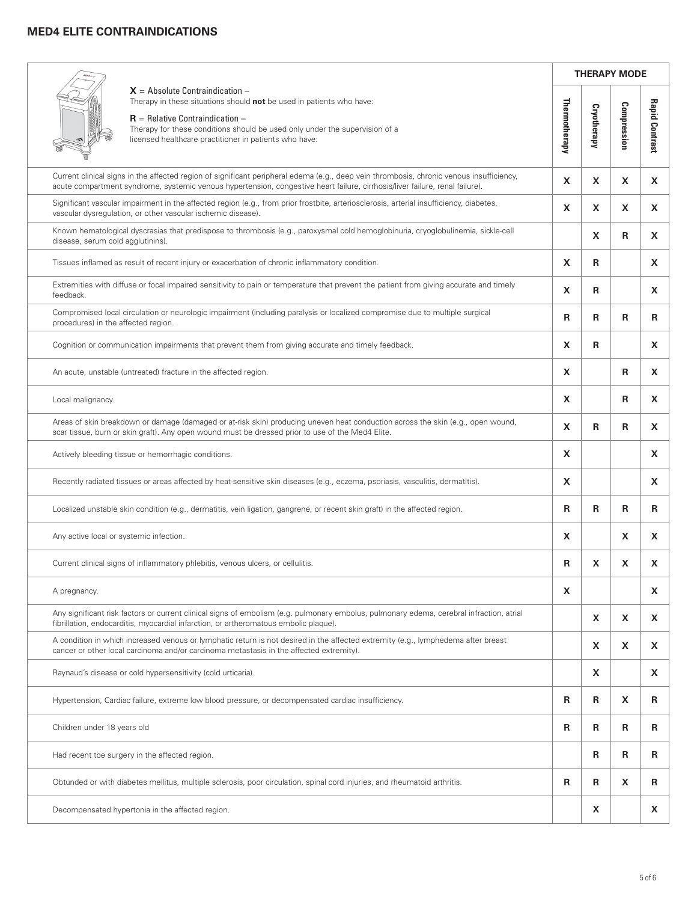## MED4 ELITE CONTRAINDICATIONS

**X** = Absolute Contraindication – Therapy in these situations should **not** be used in patients who have:

**R** = Relative Contraindication – Therapy for these conditions should be used only under the supervision of a licensed healthcare practitioner in patients who have:

| | THERAPY MODE | | | |
|---|---|---|---|---|
| | **Thermotherapy** | **Cryotherapy** | **Compression** | **Rapid Contrast** |
| Current clinical signs in the affected region of significant peripheral edema (e.g., deep vein thrombosis, chronic venous insufficiency, acute compartment syndrome, systemic venous hypertension, congestive heart failure, cirrhosis/liver failure, renal failure). | X | X | X | X |
| Significant vascular impairment in the affected region (e.g., from prior frostbite, arteriosclerosis, arterial insufficiency, diabetes, vascular dysregulation, or other vascular ischemic disease). | X | X | X | X |
| Known hematological dyscrasias that predispose to thrombosis (e.g., paroxysmal cold hemoglobinuria, cryoglobulinemia, sickle-cell disease, serum cold agglutinins). | | X | R | X |
| Tissues inflamed as result of recent injury or exacerbation of chronic inflammatory condition. | X | R | | X |
| Extremities with diffuse or focal impaired sensitivity to pain or temperature that prevent the patient from giving accurate and timely feedback. | X | R | | X |
| Compromised local circulation or neurologic impairment (including paralysis or localized compromise due to multiple surgical procedures) in the affected region. | R | R | R | R |
| Cognition or communication impairments that prevent them from giving accurate and timely feedback. | X | R | | X |
| An acute, unstable (untreated) fracture in the affected region. | X | | R | X |
| Local malignancy. | X | | R | X |
| Areas of skin breakdown or damage (damaged or at-risk skin) producing uneven heat conduction across the skin (e.g., open wound, scar tissue, burn or skin graft). Any open wound must be dressed prior to use of the Med4 Elite. | X | R | R | X |
| Actively bleeding tissue or hemorrhagic conditions. | X | | | X |
| Recently radiated tissues or areas affected by heat-sensitive skin diseases (e.g., eczema, psoriasis, vasculitis, dermatitis). | X | | | X |
| Localized unstable skin condition (e.g., dermatitis, vein ligation, gangrene, or recent skin graft) in the affected region. | R | R | R | R |
| Any active local or systemic infection. | X | | X | X |
| Current clinical signs of inflammatory phlebitis, venous ulcers, or cellulitis. | R | X | X | X |
| A pregnancy. | X | | | X |
| Any significant risk factors or current clinical signs of embolism (e.g. pulmonary embolus, pulmonary edema, cerebral infraction, atrial fibrillation, endocarditis, myocardial infarction, or artheromatous embolic plaque). | | X | X | X |
| A condition in which increased venous or lymphatic return is not desired in the affected extremity (e.g., lymphedema after breast cancer or other local carcinoma and/or carcinoma metastasis in the affected extremity). | | X | X | X |
| Raynaud's disease or cold hypersensitivity (cold urticaria). | | X | | X |
| Hypertension, Cardiac failure, extreme low blood pressure, or decompensated cardiac insufficiency. | R | R | X | R |
| Children under 18 years old | R | R | R | R |
| Had recent toe surgery in the affected region. | | R | R | R |
| Obtunded or with diabetes mellitus, multiple sclerosis, poor circulation, spinal cord injuries, and rheumatoid arthritis. | R | R | X | R |
| Decompensated hypertonia in the affected region. | | X | | X |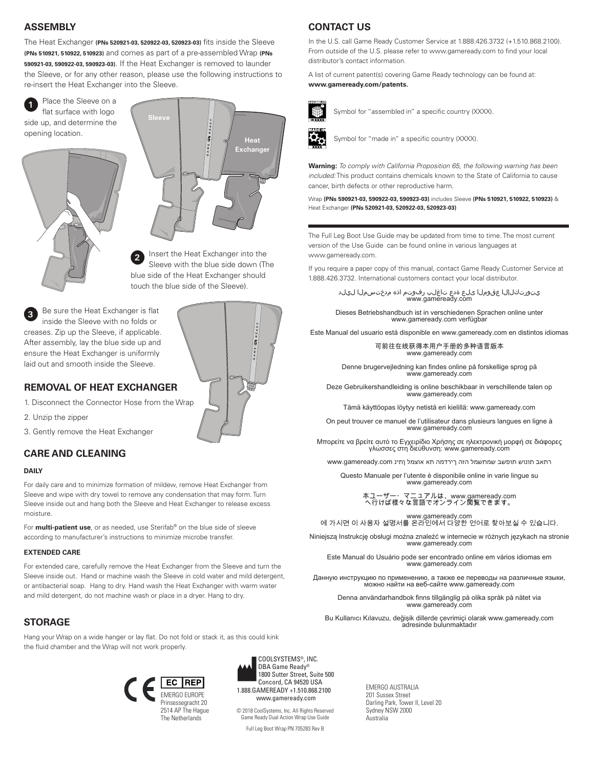## ASSEMBLY

The Heat Exchanger **(PNs 520921-03, 520922-03, 520923-03)** fits inside the Sleeve **(PNs 510921, 510922, 510923)** and comes as part of a pre-assembled Wrap **(PNs 590921-03, 590922-03, 590923-03)**. If the Heat Exchanger is removed to launder the Sleeve, or for any other reason, please use the following instructions to re-insert the Heat Exchanger into the Sleeve.

1. Place the Sleeve on a flat surface with logo side up, and determine the opening location.

Sleeve

Heat Exchanger

2. Insert the Heat Exchanger into the Sleeve with the blue side down (The blue side of the Heat Exchanger should touch the blue side of the Sleeve).

3. Be sure the Heat Exchanger is flat inside the Sleeve with no folds or creases. Zip up the Sleeve, if applicable. After assembly, lay the blue side up and ensure the Heat Exchanger is uniformly laid out and smooth inside the Sleeve.

## REMOVAL OF HEAT EXCHANGER

1. Disconnect the Connector Hose from the Wrap
2. Unzip the zipper
3. Gently remove the Heat Exchanger

## CARE AND CLEANING

### DAILY

For daily care and to minimize formation of mildew, remove Heat Exchanger from Sleeve and wipe with dry towel to remove any condensation that may form. Turn Sleeve inside out and hang both the Sleeve and Heat Exchanger to release excess moisture.

For **multi-patient use**, or as needed, use Sterifab® on the blue side of sleeve according to manufacturer's instructions to minimize microbe transfer.

### EXTENDED CARE

For extended care, carefully remove the Heat Exchanger from the Sleeve and turn the Sleeve inside out. Hand or machine wash the Sleeve in cold water and mild detergent, or antibacterial soap. Hang to dry. Hand wash the Heat Exchanger with warm water and mild detergent, do not machine wash or place in a dryer. Hang to dry.

## STORAGE

Hang your Wrap on a wide hanger or lay flat. Do not fold or stack it, as this could kink the fluid chamber and the Wrap will not work properly.

## CONTACT US

In the U.S. call Game Ready Customer Service at 1.888.426.3732 (+1.510.868.2100). From outside of the U.S. please refer to www.gameready.com to find your local distributor's contact information.

A list of current patent(s) covering Game Ready technology can be found at: **www.gameready.com/patents.**

Symbol for "assembled in" a specific country (XXXX).

Symbol for "made in" a specific country (XXXX).

**Warning:** *To comply with California Proposition 65, the following warning has been included:* This product contains chemicals known to the State of California to cause cancer, birth defects or other reproductive harm.

Wrap **(PNs 590921-03, 590922-03, 590923-03)** includes Sleeve **(PNs 510921, 510922, 510923)** & Heat Exchanger **(PNs 520921-03, 520922-03, 520923-03)**

---

The Full Leg Boot Use Guide may be updated from time to time. The most current version of the Use Guide can be found online in various languages at www.gameready.com.

If you require a paper copy of this manual, contact Game Ready Customer Service at 1.888.426.3732. International customers contact your local distributor.

يتوفر دليل المستخدم هذا بلغات عدة على الموقع الإلكتروني
www.gameready.com

Dieses Betriebshandbuch ist in verschiedenen Sprachen online unter www.gameready.com verfügbar

Este Manual del usuario está disponible en www.gameready.com en distintos idiomas

可前往在线获得本用户手册的多种语言版本
www.gameready.com

Denne brugervejledning kan findes online på forskellige sprog på www.gameready.com

Deze Gebruikershandleiding is online beschikbaar in verschillende talen op www.gameready.com

Tämä käyttöopas löytyy netistä eri kielillä: www.gameready.com

On peut trouver ce manuel de l'utilisateur dans plusieurs langues en ligne à www.gameready.com

Μπορείτε να βρείτε αυτό το Εγχειρίδιο Χρήσης σε ηλεκτρονική μορφή σε διάφορες γλώσσες στη διεύθυνση: www.gameready.com

ניתן למצוא את המדריך הזה למשתמש בפורמט מקוון בשפות שונות www.gameready.com

Questo Manuale per l'utente è disponibile online in varie lingue su www.gameready.com

本ユーザー・マニュアルは、www.gameready.com へ行けば様々な言語でオンライン閲覧できます。

www.gameready.com
에 가시면 이 사용자 설명서를 온라인에서 다양한 언어로 찾아보실 수 있습니다.

Niniejszą Instrukcję obsługi można znaleźć w internecie w różnych językach na stronie www.gameready.com

Este Manual do Usuário pode ser encontrado online em vários idiomas em www.gameready.com

Данную инструкцию по применению, а также ее переводы на различные языки, можно найти на веб-сайте www.gameready.com

Denna användarhandbok finns tillgänglig på olika språk på nätet via www.gameready.com

Bu Kullanıcı Kılavuzu, değişik dillerde çevrimiçi olarak www.gameready.com adresinde bulunmaktadır

EC REP
EMERGO EUROPE
Prinsessegracht 20
2514 AP The Hague
The Netherlands

COOLSYSTEMS®, INC.
DBA Game Ready®
1800 Sutter Street, Suite 500
Concord, CA 94520 USA
1.888.GAMEREADY +1.510.868.2100
www.gameready.com

© 2018 CoolSystems, Inc. All Rights Reserved
Game Ready Dual Action Wrap Use Guide

Full Leg Boot Wrap PN 705283 Rev B

EMERGO AUSTRALIA
201 Sussex Street
Darling Park, Tower II, Level 20
Sydney NSW 2000
Australia